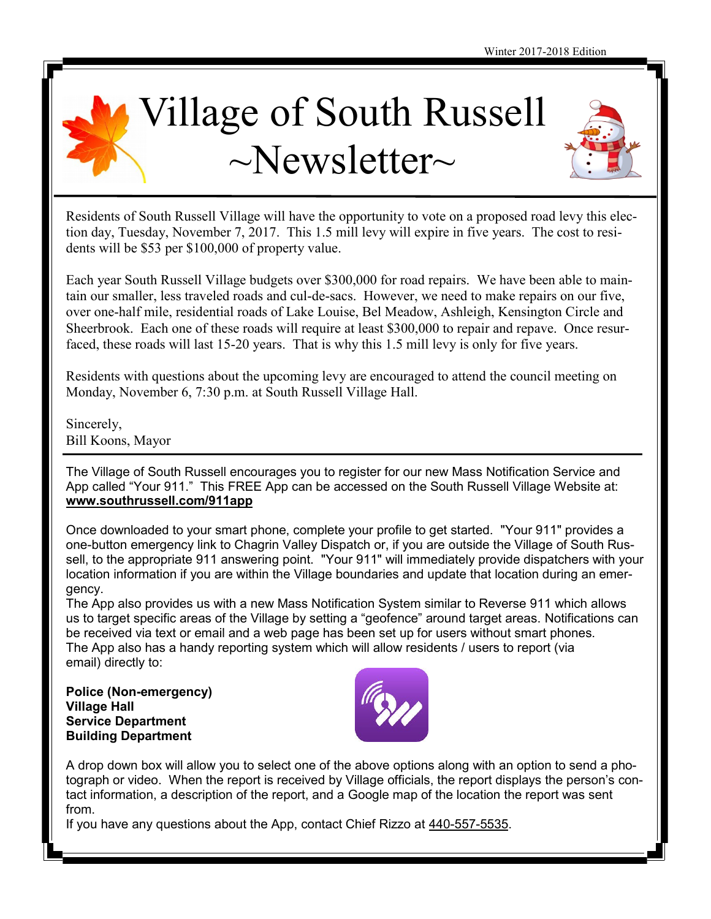Winter 2017-2018 Edition

# Village of South Russell ~Newsletter~

Residents of South Russell Village will have the opportunity to vote on a proposed road levy this election day, Tuesday, November 7, 2017. This 1.5 mill levy will expire in five years. The cost to residents will be $53 per $100,000 of property value.

Each year South Russell Village budgets over $300,000 for road repairs. We have been able to maintain our smaller, less traveled roads and cul-de-sacs. However, we need to make repairs on our five, over one-half mile, residential roads of Lake Louise, Bel Meadow, Ashleigh, Kensington Circle and Sheerbrook. Each one of these roads will require at least $300,000 to repair and repave. Once resurfaced, these roads will last 15-20 years. That is why this 1.5 mill levy is only for five years.

Residents with questions about the upcoming levy are encouraged to attend the council meeting on Monday, November 6, 7:30 p.m. at South Russell Village Hall.

Sincerely,
Bill Koons, Mayor

---

The Village of South Russell encourages you to register for our new Mass Notification Service and App called "Your 911." This FREE App can be accessed on the South Russell Village Website at: **www.southrussell.com/911app**

Once downloaded to your smart phone, complete your profile to get started. "Your 911" provides a one-button emergency link to Chagrin Valley Dispatch or, if you are outside the Village of South Russell, to the appropriate 911 answering point. "Your 911" will immediately provide dispatchers with your location information if you are within the Village boundaries and update that location during an emergency.
The App also provides us with a new Mass Notification System similar to Reverse 911 which allows us to target specific areas of the Village by setting a "geofence" around target areas. Notifications can be received via text or email and a web page has been set up for users without smart phones.
The App also has a handy reporting system which will allow residents / users to report (via email) directly to:

**Police (Non-emergency)**
**Village Hall**
**Service Department**
**Building Department**

A drop down box will allow you to select one of the above options along with an option to send a photograph or video. When the report is received by Village officials, the report displays the person's contact information, a description of the report, and a Google map of the location the report was sent from.
If you have any questions about the App, contact Chief Rizzo at 440-557-5535.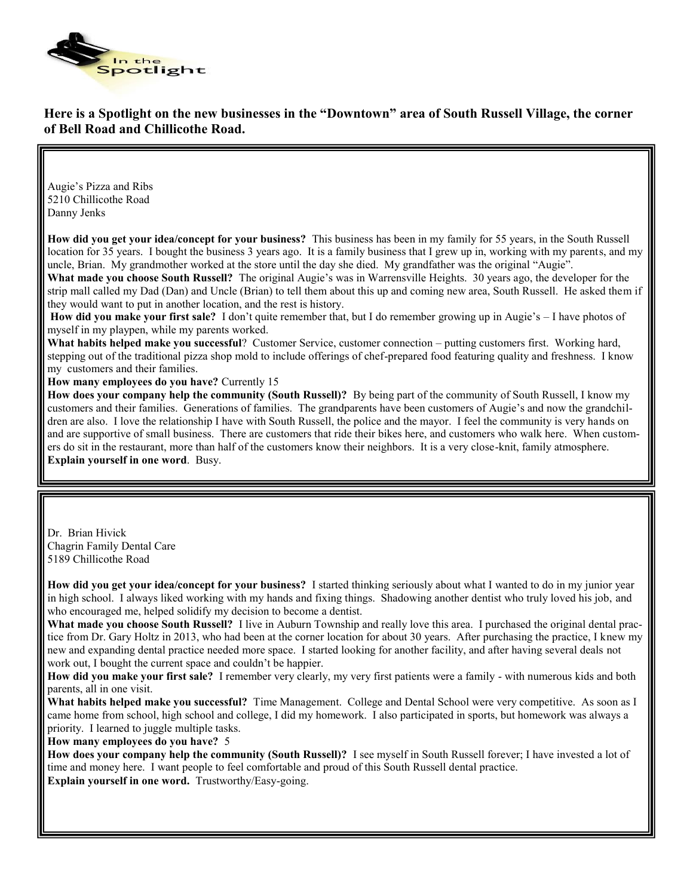In the Spotlight

**Here is a Spotlight on the new businesses in the "Downtown" area of South Russell Village, the corner of Bell Road and Chillicothe Road.**

Augie's Pizza and Ribs
5210 Chillicothe Road
Danny Jenks

**How did you get your idea/concept for your business?** This business has been in my family for 55 years, in the South Russell location for 35 years. I bought the business 3 years ago. It is a family business that I grew up in, working with my parents, and my uncle, Brian. My grandmother worked at the store until the day she died. My grandfather was the original "Augie".
**What made you choose South Russell?** The original Augie's was in Warrensville Heights. 30 years ago, the developer for the strip mall called my Dad (Dan) and Uncle (Brian) to tell them about this up and coming new area, South Russell. He asked them if they would want to put in another location, and the rest is history.
**How did you make your first sale?** I don't quite remember that, but I do remember growing up in Augie's – I have photos of myself in my playpen, while my parents worked.
**What habits helped make you successful**? Customer Service, customer connection – putting customers first. Working hard, stepping out of the traditional pizza shop mold to include offerings of chef-prepared food featuring quality and freshness. I know my customers and their families.
**How many employees do you have?** Currently 15
**How does your company help the community (South Russell)?** By being part of the community of South Russell, I know my customers and their families. Generations of families. The grandparents have been customers of Augie's and now the grandchildren are also. I love the relationship I have with South Russell, the police and the mayor. I feel the community is very hands on and are supportive of small business. There are customers that ride their bikes here, and customers who walk here. When customers do sit in the restaurant, more than half of the customers know their neighbors. It is a very close-knit, family atmosphere.
**Explain yourself in one word**. Busy.

Dr. Brian Hivick
Chagrin Family Dental Care
5189 Chillicothe Road

**How did you get your idea/concept for your business?** I started thinking seriously about what I wanted to do in my junior year in high school. I always liked working with my hands and fixing things. Shadowing another dentist who truly loved his job, and who encouraged me, helped solidify my decision to become a dentist.
**What made you choose South Russell?** I live in Auburn Township and really love this area. I purchased the original dental practice from Dr. Gary Holtz in 2013, who had been at the corner location for about 30 years. After purchasing the practice, I knew my new and expanding dental practice needed more space. I started looking for another facility, and after having several deals not work out, I bought the current space and couldn't be happier.
**How did you make your first sale?** I remember very clearly, my very first patients were a family - with numerous kids and both parents, all in one visit.
**What habits helped make you successful?** Time Management. College and Dental School were very competitive. As soon as I came home from school, high school and college, I did my homework. I also participated in sports, but homework was always a priority. I learned to juggle multiple tasks.
**How many employees do you have?** 5
**How does your company help the community (South Russell)?** I see myself in South Russell forever; I have invested a lot of time and money here. I want people to feel comfortable and proud of this South Russell dental practice.
**Explain yourself in one word.** Trustworthy/Easy-going.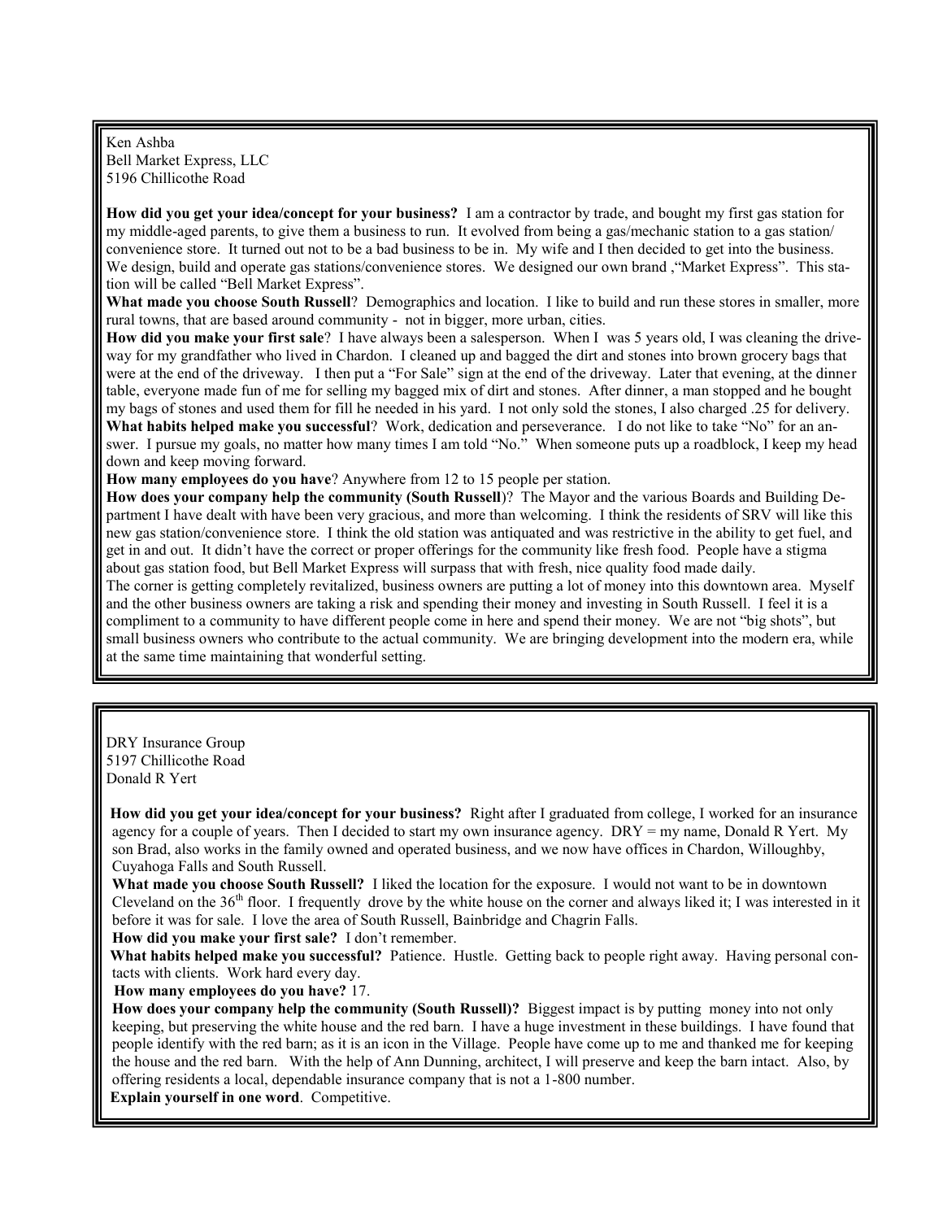Ken Ashba
Bell Market Express, LLC
5196 Chillicothe Road

**How did you get your idea/concept for your business?** I am a contractor by trade, and bought my first gas station for my middle-aged parents, to give them a business to run. It evolved from being a gas/mechanic station to a gas station/ convenience store. It turned out not to be a bad business to be in. My wife and I then decided to get into the business. We design, build and operate gas stations/convenience stores. We designed our own brand ,"Market Express". This station will be called "Bell Market Express".

**What made you choose South Russell**? Demographics and location. I like to build and run these stores in smaller, more rural towns, that are based around community - not in bigger, more urban, cities.

**How did you make your first sale**? I have always been a salesperson. When I was 5 years old, I was cleaning the driveway for my grandfather who lived in Chardon. I cleaned up and bagged the dirt and stones into brown grocery bags that were at the end of the driveway. I then put a "For Sale" sign at the end of the driveway. Later that evening, at the dinner table, everyone made fun of me for selling my bagged mix of dirt and stones. After dinner, a man stopped and he bought my bags of stones and used them for fill he needed in his yard. I not only sold the stones, I also charged .25 for delivery.

**What habits helped make you successful**? Work, dedication and perseverance. I do not like to take "No" for an answer. I pursue my goals, no matter how many times I am told "No." When someone puts up a roadblock, I keep my head down and keep moving forward.

**How many employees do you have**? Anywhere from 12 to 15 people per station.

**How does your company help the community (South Russell**)? The Mayor and the various Boards and Building Department I have dealt with have been very gracious, and more than welcoming. I think the residents of SRV will like this new gas station/convenience store. I think the old station was antiquated and was restrictive in the ability to get fuel, and get in and out. It didn't have the correct or proper offerings for the community like fresh food. People have a stigma about gas station food, but Bell Market Express will surpass that with fresh, nice quality food made daily.

The corner is getting completely revitalized, business owners are putting a lot of money into this downtown area. Myself and the other business owners are taking a risk and spending their money and investing in South Russell. I feel it is a compliment to a community to have different people come in here and spend their money. We are not "big shots", but small business owners who contribute to the actual community. We are bringing development into the modern era, while at the same time maintaining that wonderful setting.

---

DRY Insurance Group
5197 Chillicothe Road
Donald R Yert

**How did you get your idea/concept for your business?** Right after I graduated from college, I worked for an insurance agency for a couple of years. Then I decided to start my own insurance agency. DRY = my name, Donald R Yert. My son Brad, also works in the family owned and operated business, and we now have offices in Chardon, Willoughby, Cuyahoga Falls and South Russell.

**What made you choose South Russell?** I liked the location for the exposure. I would not want to be in downtown Cleveland on the 36th floor. I frequently drove by the white house on the corner and always liked it; I was interested in it before it was for sale. I love the area of South Russell, Bainbridge and Chagrin Falls.

**How did you make your first sale?** I don't remember.

**What habits helped make you successful?** Patience. Hustle. Getting back to people right away. Having personal contacts with clients. Work hard every day.

**How many employees do you have?** 17.

**How does your company help the community (South Russell)?** Biggest impact is by putting money into not only keeping, but preserving the white house and the red barn. I have a huge investment in these buildings. I have found that people identify with the red barn; as it is an icon in the Village. People have come up to me and thanked me for keeping the house and the red barn. With the help of Ann Dunning, architect, I will preserve and keep the barn intact. Also, by offering residents a local, dependable insurance company that is not a 1-800 number.

**Explain yourself in one word**. Competitive.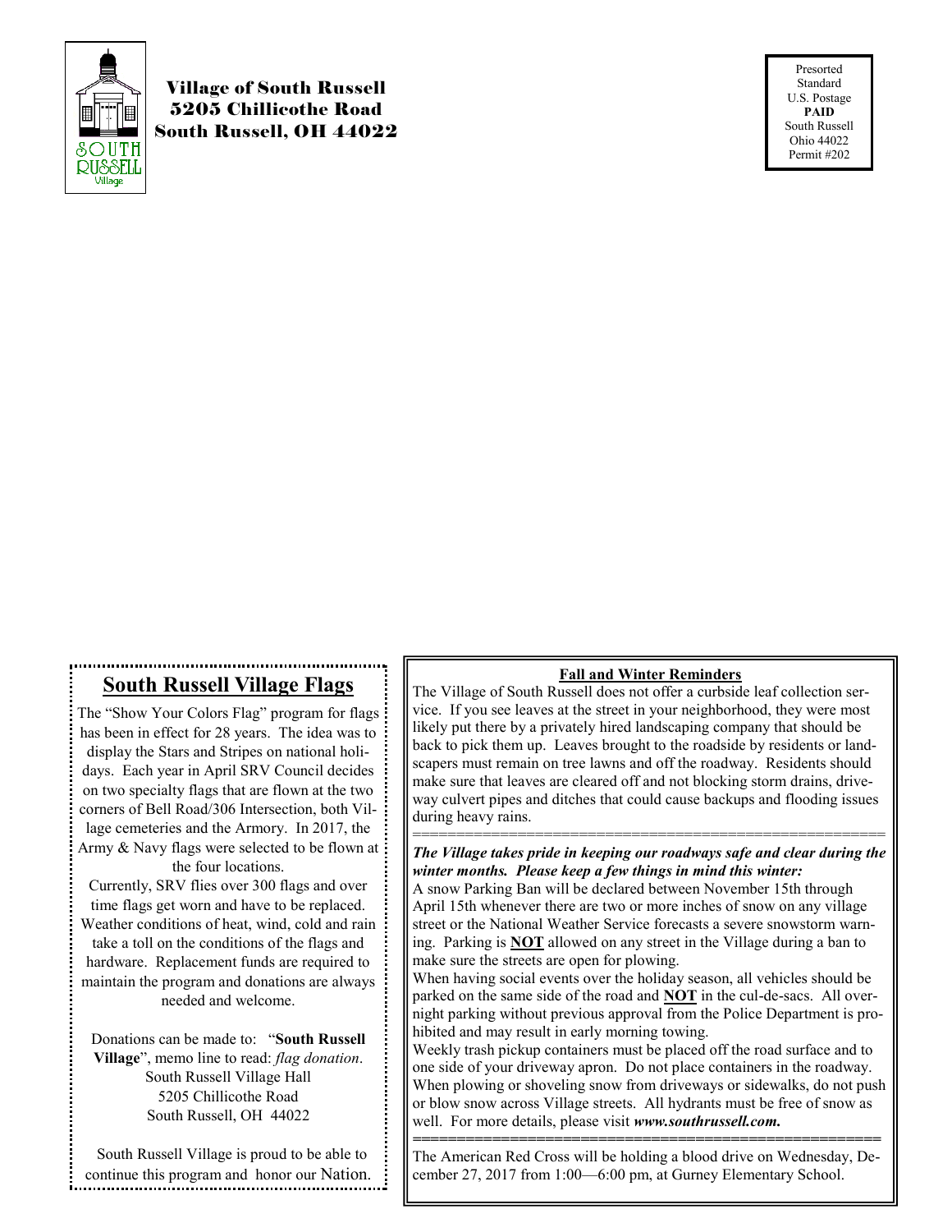**Village of South Russell**
**5205 Chillicothe Road**
**South Russell, OH 44022**

Presorted
Standard
U.S. Postage
**PAID**
South Russell
Ohio 44022
Permit #202

## South Russell Village Flags

The "Show Your Colors Flag" program for flags has been in effect for 28 years. The idea was to display the Stars and Stripes on national holidays. Each year in April SRV Council decides on two specialty flags that are flown at the two corners of Bell Road/306 Intersection, both Village cemeteries and the Armory. In 2017, the Army & Navy flags were selected to be flown at the four locations.

Currently, SRV flies over 300 flags and over time flags get worn and have to be replaced. Weather conditions of heat, wind, cold and rain take a toll on the conditions of the flags and hardware. Replacement funds are required to maintain the program and donations are always needed and welcome.

Donations can be made to: "**South Russell Village**", memo line to read: *flag donation*.
South Russell Village Hall
5205 Chillicothe Road
South Russell, OH 44022

South Russell Village is proud to be able to continue this program and honor our Nation.

**Fall and Winter Reminders**

The Village of South Russell does not offer a curbside leaf collection service. If you see leaves at the street in your neighborhood, they were most likely put there by a privately hired landscaping company that should be back to pick them up. Leaves brought to the roadside by residents or landscapers must remain on tree lawns and off the roadway. Residents should make sure that leaves are cleared off and not blocking storm drains, driveway culvert pipes and ditches that could cause backups and flooding issues during heavy rains.

---

***The Village takes pride in keeping our roadways safe and clear during the winter months. Please keep a few things in mind this winter:***

A snow Parking Ban will be declared between November 15th through April 15th whenever there are two or more inches of snow on any village street or the National Weather Service forecasts a severe snowstorm warning. Parking is **NOT** allowed on any street in the Village during a ban to make sure the streets are open for plowing.

When having social events over the holiday season, all vehicles should be parked on the same side of the road and **NOT** in the cul-de-sacs. All overnight parking without previous approval from the Police Department is prohibited and may result in early morning towing.

Weekly trash pickup containers must be placed off the road surface and to one side of your driveway apron. Do not place containers in the roadway.

When plowing or shoveling snow from driveways or sidewalks, do not push or blow snow across Village streets. All hydrants must be free of snow as well. For more details, please visit ***www.southrussell.com.***

---

The American Red Cross will be holding a blood drive on Wednesday, December 27, 2017 from 1:00—6:00 pm, at Gurney Elementary School.